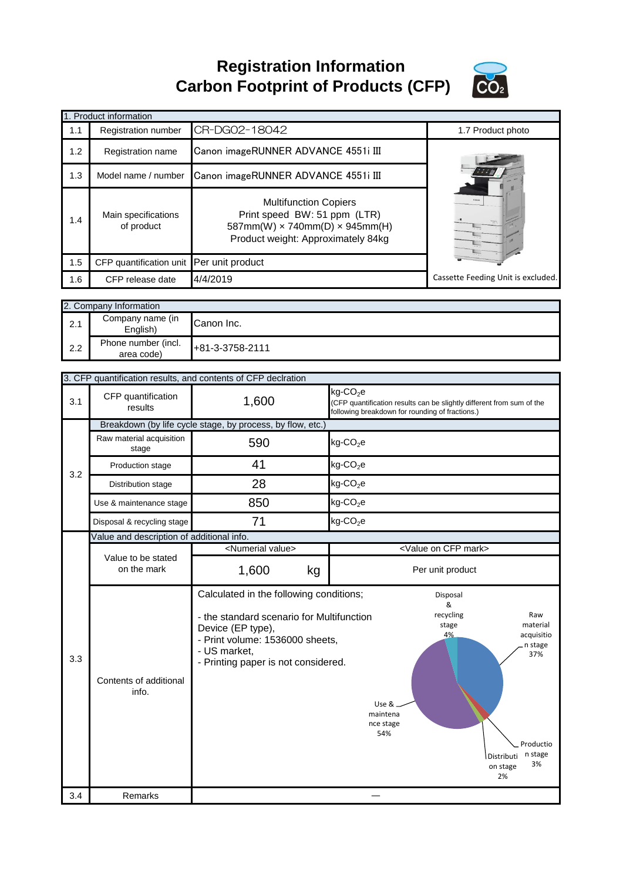# Registration Information
# Carbon Footprint of Products (CFP)

| 1. Product information | | | |
|---|---|---|---|
| 1.1 | Registration number | CR-DG02-18042 | 1.7 Product photo |
| 1.2 | Registration name | Canon imageRUNNER ADVANCE 4551i III | |
| 1.3 | Model name / number | Canon imageRUNNER ADVANCE 4551i III | |
| 1.4 | Main specifications of product | Multifunction Copiers<br>Print speed BW: 51 ppm (LTR)<br>587mm(W) × 740mm(D) × 945mm(H)<br>Product weight: Approximately 84kg | |
| 1.5 | CFP quantification unit | Per unit product | |
| 1.6 | CFP release date | 4/4/2019 | Cassette Feeding Unit is excluded. |

| 2. Company Information | | |
|---|---|---|
| 2.1 | Company name (in English) | Canon Inc. |
| 2.2 | Phone number (incl. area code) | +81-3-3758-2111 |

| 3. CFP quantification results, and contents of CFP declaration | | | |
|---|---|---|---|
| 3.1 | CFP quantification results | 1,600 | kg-$CO_2$e<br>(CFP quantification results can be slightly different from sum of the following breakdown for rounding of fractions.) |
| 3.2 | Breakdown (by life cycle stage, by process, by flow, etc.) | | |
| | Raw material acquisition stage | 590 | kg-$CO_2$e |
| | Production stage | 41 | kg-$CO_2$e |
| | Distribution stage | 28 | kg-$CO_2$e |
| | Use & maintenance stage | 850 | kg-$CO_2$e |
| | Disposal & recycling stage | 71 | kg-$CO_2$e |
| 3.3 | Value and description of additional info. | | |
| | Value to be stated on the mark | <Numerial value><br>1,600 kg | <Value on CFP mark><br>Per unit product |
| | Contents of additional info. | Calculated in the following conditions;<br>- the standard scenario for Multifunction Device (EP type),<br>- Print volume: 1536000 sheets,<br>- US market,<br>- Printing paper is not considered. | Raw material acquisition stage 37%<br>Production stage 3%<br>Distribution stage 2%<br>Use & maintenance stage 54%<br>Disposal & recycling stage 4% |
| 3.4 | Remarks | — | |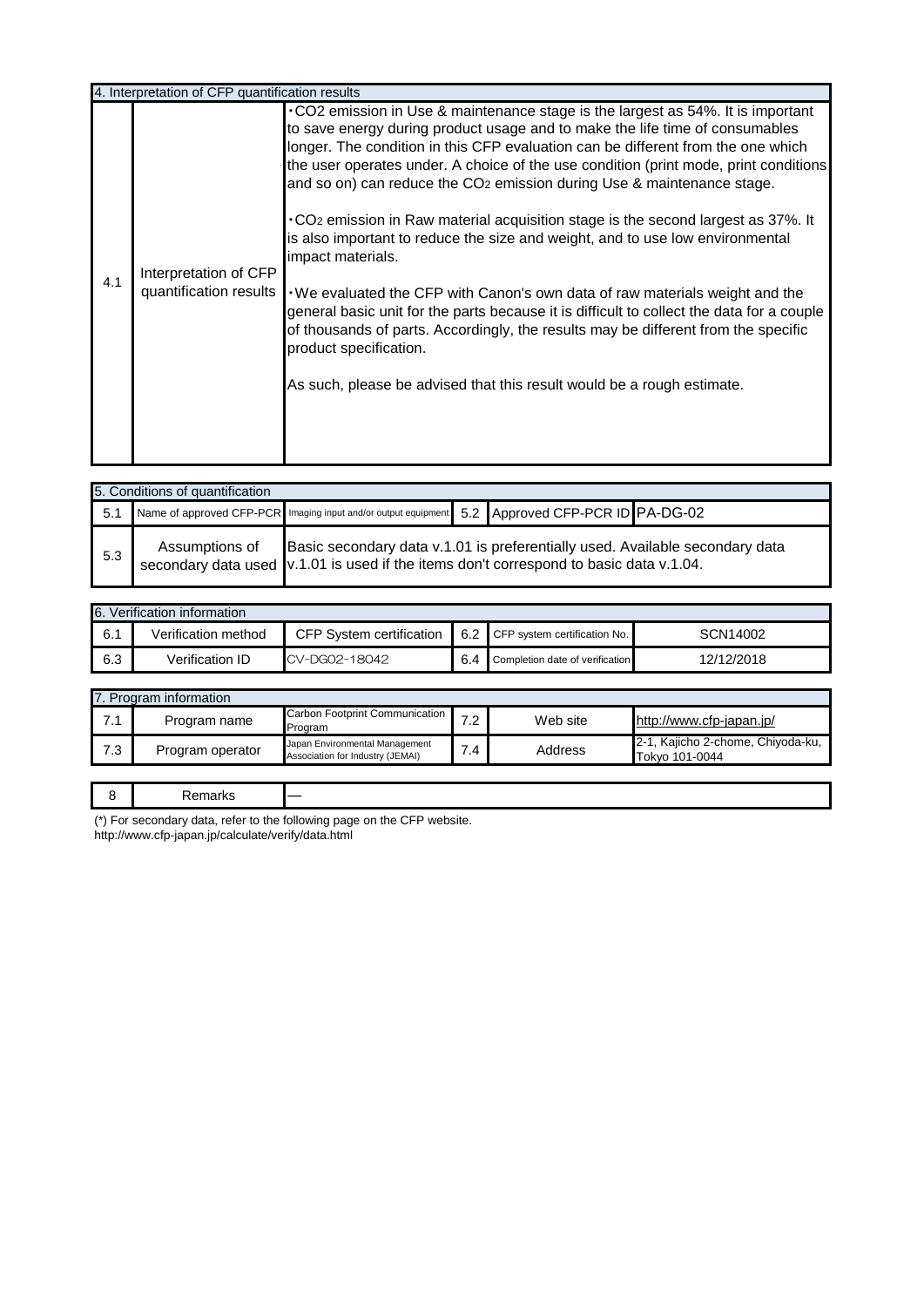| 4. Interpretation of CFP quantification results | | |
|---|---|---|
| 4.1 | Interpretation of CFP quantification results | ・$CO_2$ emission in Use & maintenance stage is the largest as 54%. It is important to save energy during product usage and to make the life time of consumables longer. The condition in this CFP evaluation can be different from the one which the user operates under. A choice of the use condition (print mode, print conditions and so on) can reduce the $CO_2$ emission during Use & maintenance stage.<br><br>・$CO_2$ emission in Raw material acquisition stage is the second largest as 37%. It is also important to reduce the size and weight, and to use low environmental impact materials.<br><br>・We evaluated the CFP with Canon's own data of raw materials weight and the general basic unit for the parts because it is difficult to collect the data for a couple of thousands of parts. Accordingly, the results may be different from the specific product specification.<br><br>As such, please be advised that this result would be a rough estimate. |

| 5. Conditions of quantification | | | | | |
|---|---|---|---|---|---|
| 5.1 | Name of approved CFP-PCR | Imaging input and/or output equipment | 5.2 | Approved CFP-PCR ID | PA-DG-02 |
| 5.3 | Assumptions of secondary data used | Basic secondary data v.1.01 is preferentially used. Available secondary data v.1.01 is used if the items don't correspond to basic data v.1.04. | | | |

| 6. Verification information | | | | | |
|---|---|---|---|---|---|
| 6.1 | Verification method | CFP System certification | 6.2 | CFP system certification No. | SCN14002 |
| 6.3 | Verification ID | CV-DG02-18042 | 6.4 | Completion date of verification | 12/12/2018 |

| 7. Program information | | | | | |
|---|---|---|---|---|---|
| 7.1 | Program name | Carbon Footprint Communication Program | 7.2 | Web site | http://www.cfp-japan.jp/ |
| 7.3 | Program operator | Japan Environmental Management Association for Industry (JEMAI) | 7.4 | Address | 2-1, Kajicho 2-chome, Chiyoda-ku, Tokyo 101-0044 |

| | | |
|---|---|---|
| 8 | Remarks | — |

(*) For secondary data, refer to the following page on the CFP website.
http://www.cfp-japan.jp/calculate/verify/data.html